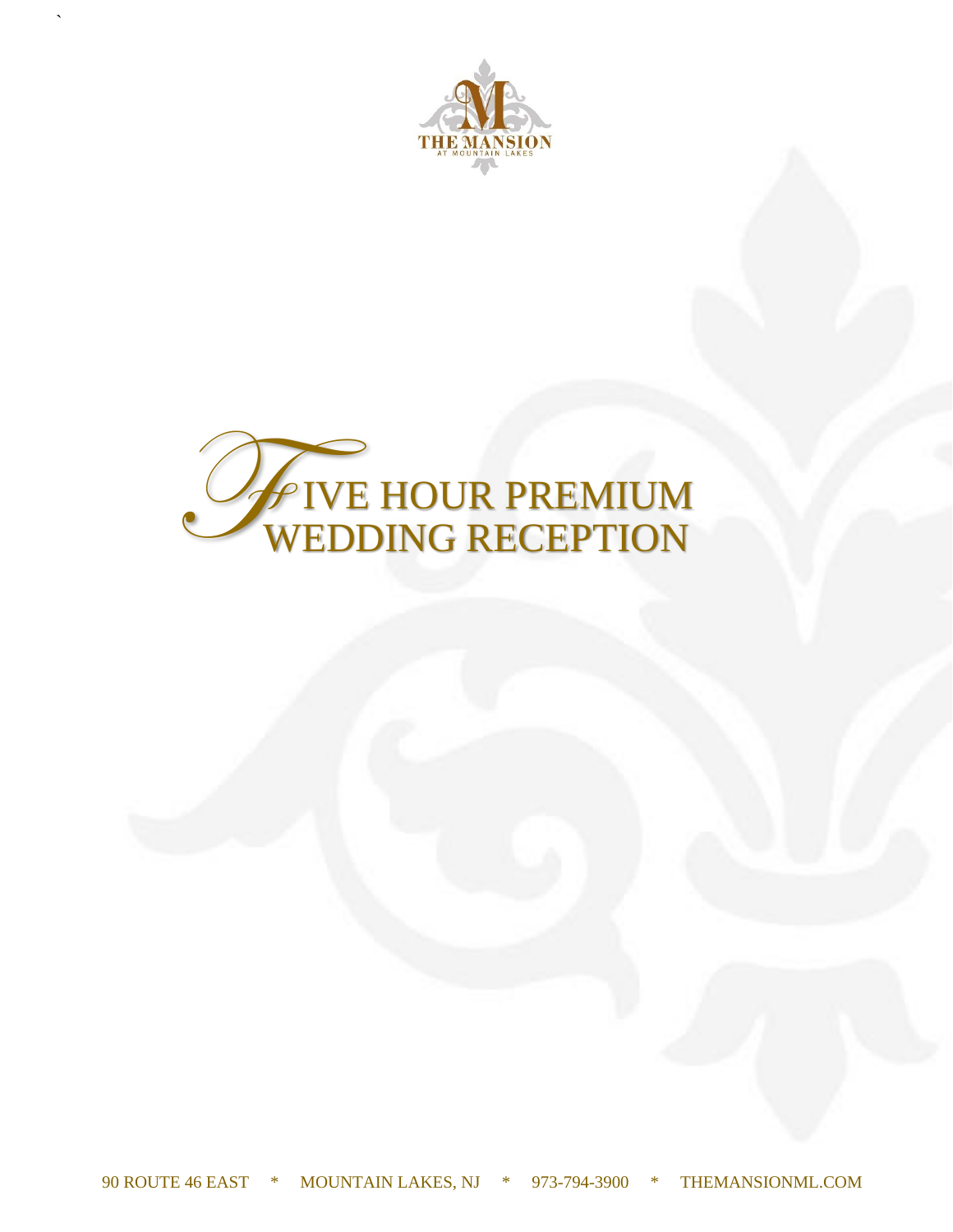THE MANSION AT MOUNTAIN LAKES

# FIVE HOUR PREMIUM WEDDING RECEPTION

90 ROUTE 46 EAST * MOUNTAIN LAKES, NJ * 973-794-3900 * THEMANSIONML.COM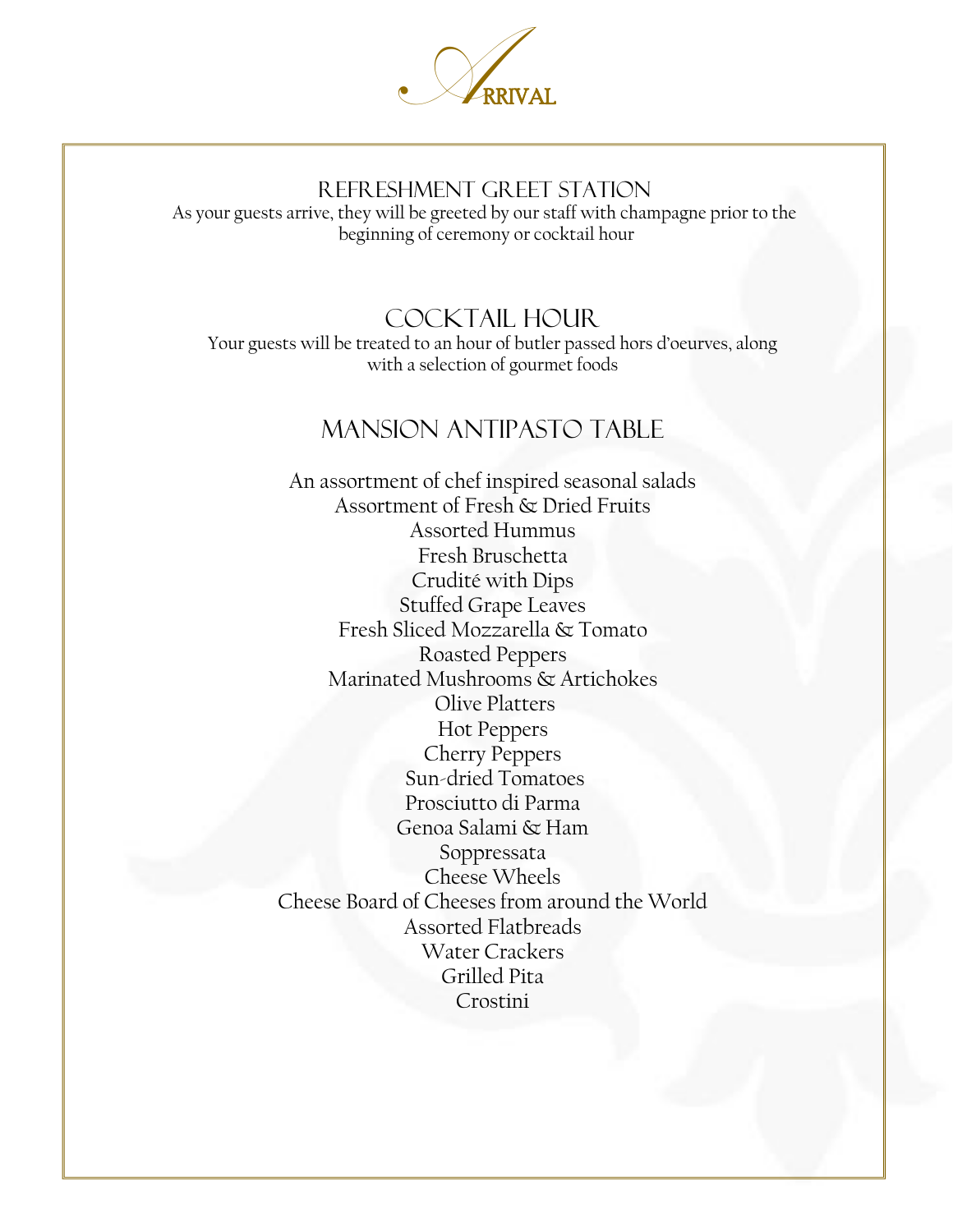# Arrival

## Refreshment Greet Station

As your guests arrive, they will be greeted by our staff with champagne prior to the beginning of ceremony or cocktail hour

## Cocktail Hour

Your guests will be treated to an hour of butler passed hors d'oeurves, along with a selection of gourmet foods

## Mansion Antipasto Table

An assortment of chef inspired seasonal salads
Assortment of Fresh & Dried Fruits
Assorted Hummus
Fresh Bruschetta
Crudité with Dips
Stuffed Grape Leaves
Fresh Sliced Mozzarella & Tomato
Roasted Peppers
Marinated Mushrooms & Artichokes
Olive Platters
Hot Peppers
Cherry Peppers
Sun-dried Tomatoes
Prosciutto di Parma
Genoa Salami & Ham
Soppressata
Cheese Wheels
Cheese Board of Cheeses from around the World
Assorted Flatbreads
Water Crackers
Grilled Pita
Crostini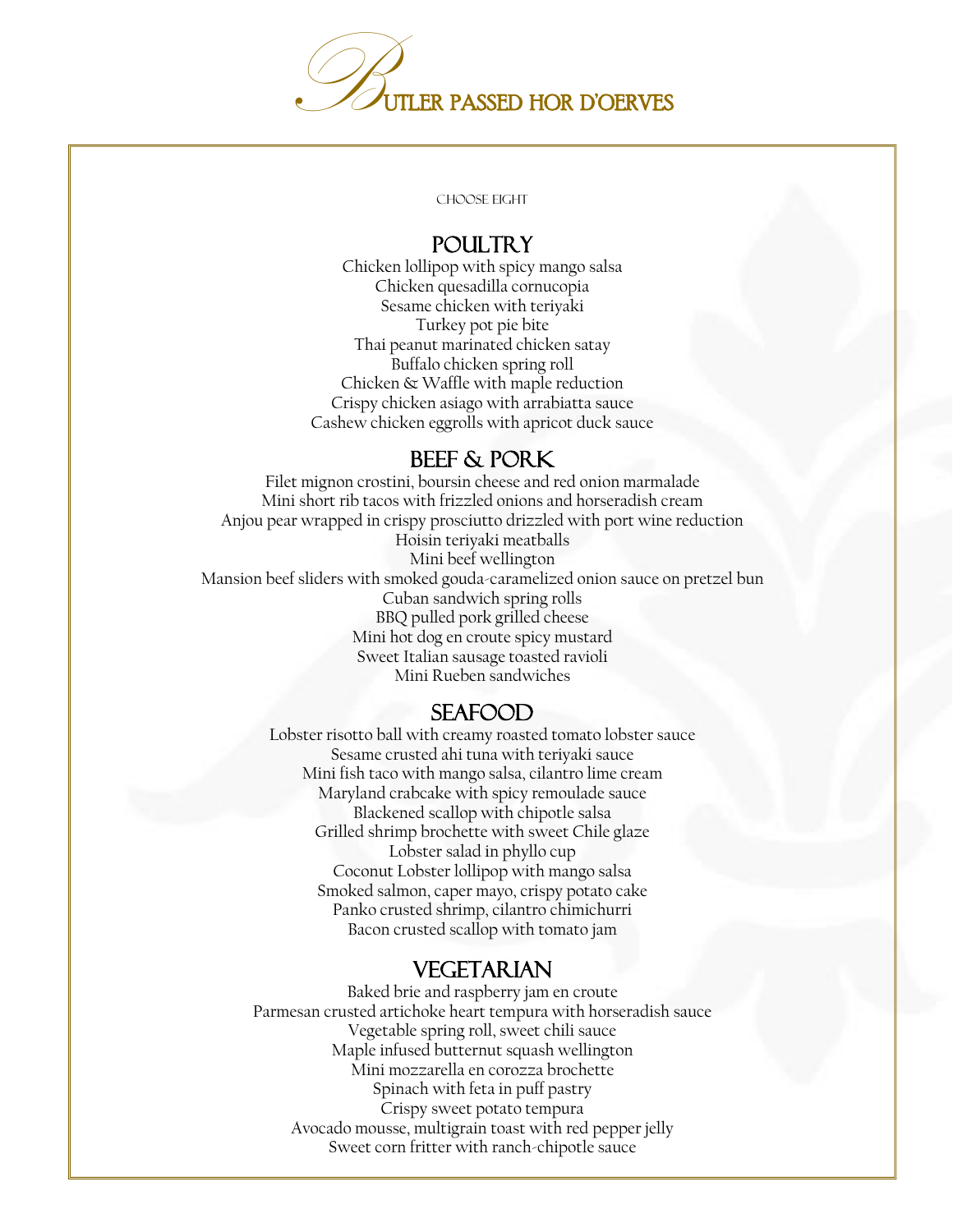# Butler Passed Hor D'oerves

CHOOSE EIGHT

## POULTRY

Chicken lollipop with spicy mango salsa
Chicken quesadilla cornucopia
Sesame chicken with teriyaki
Turkey pot pie bite
Thai peanut marinated chicken satay
Buffalo chicken spring roll
Chicken & Waffle with maple reduction
Crispy chicken asiago with arrabiatta sauce
Cashew chicken eggrolls with apricot duck sauce

## BEEF & PORK

Filet mignon crostini, boursin cheese and red onion marmalade
Mini short rib tacos with frizzled onions and horseradish cream
Anjou pear wrapped in crispy prosciutto drizzled with port wine reduction
Hoisin teriyaki meatballs
Mini beef wellington
Mansion beef sliders with smoked gouda-caramelized onion sauce on pretzel bun
Cuban sandwich spring rolls
BBQ pulled pork grilled cheese
Mini hot dog en croute spicy mustard
Sweet Italian sausage toasted ravioli
Mini Rueben sandwiches

## SEAFOOD

Lobster risotto ball with creamy roasted tomato lobster sauce
Sesame crusted ahi tuna with teriyaki sauce
Mini fish taco with mango salsa, cilantro lime cream
Maryland crabcake with spicy remoulade sauce
Blackened scallop with chipotle salsa
Grilled shrimp brochette with sweet Chile glaze
Lobster salad in phyllo cup
Coconut Lobster lollipop with mango salsa
Smoked salmon, caper mayo, crispy potato cake
Panko crusted shrimp, cilantro chimichurri
Bacon crusted scallop with tomato jam

## VEGETARIAN

Baked brie and raspberry jam en croute
Parmesan crusted artichoke heart tempura with horseradish sauce
Vegetable spring roll, sweet chili sauce
Maple infused butternut squash wellington
Mini mozzarella en corozza brochette
Spinach with feta in puff pastry
Crispy sweet potato tempura
Avocado mousse, multigrain toast with red pepper jelly
Sweet corn fritter with ranch-chipotle sauce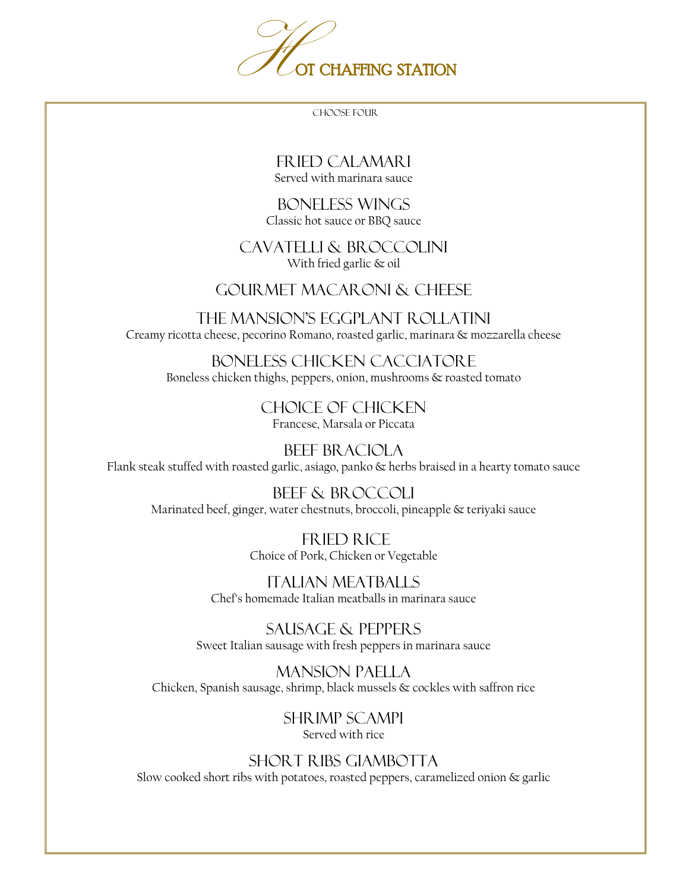# Hot Chaffing Station

Choose Four

## Fried Calamari
Served with marinara sauce

## Boneless Wings
Classic hot sauce or BBQ sauce

## Cavatelli & Broccolini
With fried garlic & oil

## Gourmet Macaroni & Cheese

## The Mansion's Eggplant Rollatini
Creamy ricotta cheese, pecorino Romano, roasted garlic, marinara & mozzarella cheese

## Boneless Chicken Cacciatore
Boneless chicken thighs, peppers, onion, mushrooms & roasted tomato

## Choice of Chicken
Francese, Marsala or Piccata

## Beef Braciola
Flank steak stuffed with roasted garlic, asiago, panko & herbs braised in a hearty tomato sauce

## Beef & Broccoli
Marinated beef, ginger, water chestnuts, broccoli, pineapple & teriyaki sauce

## Fried Rice
Choice of Pork, Chicken or Vegetable

## Italian Meatballs
Chef's homemade Italian meatballs in marinara sauce

## Sausage & Peppers
Sweet Italian sausage with fresh peppers in marinara sauce

## Mansion Paella
Chicken, Spanish sausage, shrimp, black mussels & cockles with saffron rice

## Shrimp Scampi
Served with rice

## Short Ribs Giambotta
Slow cooked short ribs with potatoes, roasted peppers, caramelized onion & garlic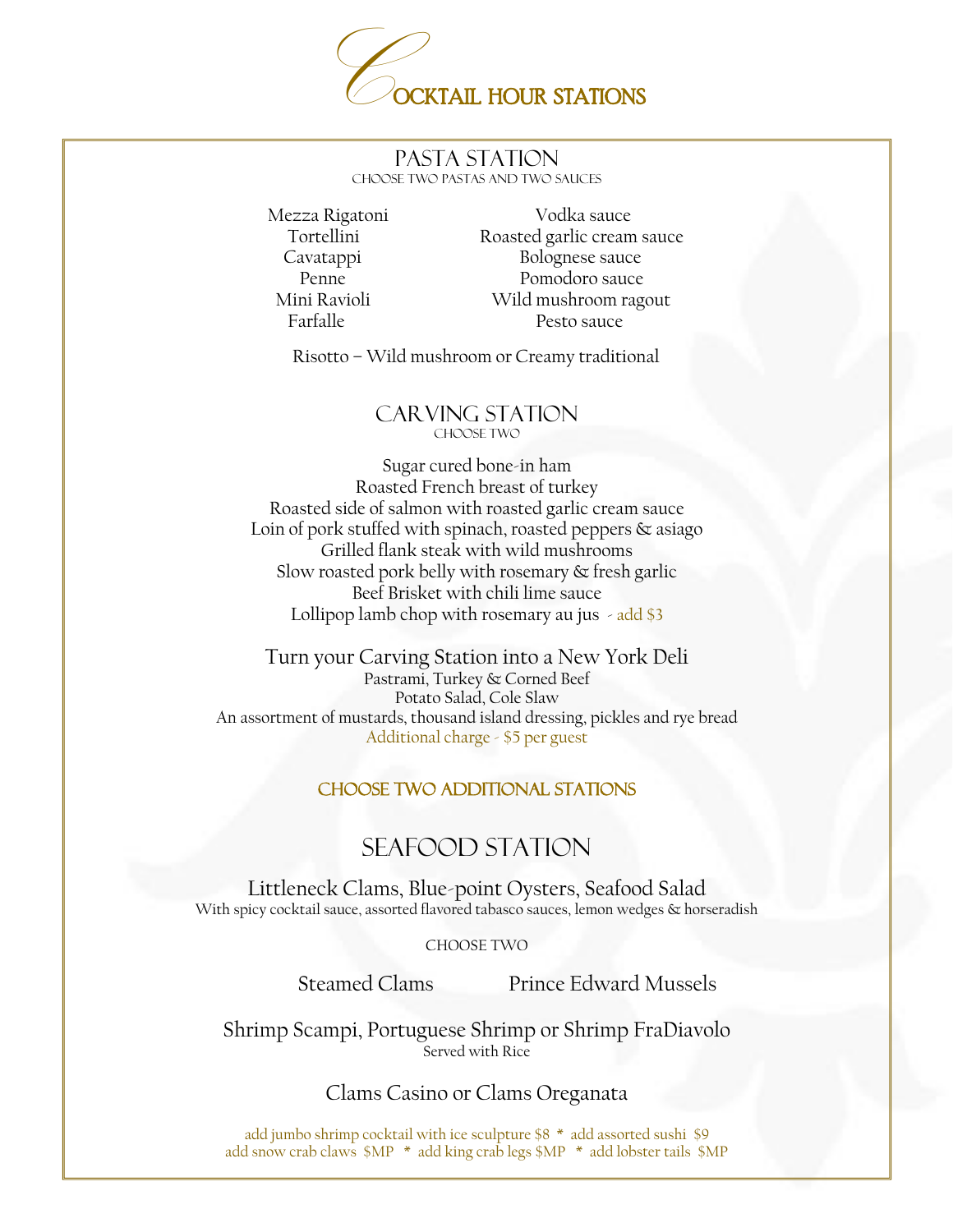# Cocktail Hour Stations

## Pasta Station

Choose two pastas and two sauces

| Pastas | Sauces |
|---|---|
| Mezza Rigatoni | Vodka sauce |
| Tortellini | Roasted garlic cream sauce |
| Cavatappi | Bolognese sauce |
| Penne | Pomodoro sauce |
| Mini Ravioli | Wild mushroom ragout |
| Farfalle | Pesto sauce |

Risotto – Wild mushroom or Creamy traditional

## Carving Station

Choose two

Sugar cured bone-in ham
Roasted French breast of turkey
Roasted side of salmon with roasted garlic cream sauce
Loin of pork stuffed with spinach, roasted peppers & asiago
Grilled flank steak with wild mushrooms
Slow roasted pork belly with rosemary & fresh garlic
Beef Brisket with chili lime sauce
Lollipop lamb chop with rosemary au jus - add $3

### Turn your Carving Station into a New York Deli

Pastrami, Turkey & Corned Beef
Potato Salad, Cole Slaw
An assortment of mustards, thousand island dressing, pickles and rye bread
Additional charge - $5 per guest

**Choose Two Additional Stations**

## Seafood Station

### Littleneck Clams, Blue-point Oysters, Seafood Salad

With spicy cocktail sauce, assorted flavored tabasco sauces, lemon wedges & horseradish

CHOOSE TWO

Steamed Clams    Prince Edward Mussels

Shrimp Scampi, Portuguese Shrimp or Shrimp FraDiavolo
Served with Rice

Clams Casino or Clams Oreganata

add jumbo shrimp cocktail with ice sculpture $8 * add assorted sushi $9
add snow crab claws $MP * add king crab legs $MP * add lobster tails $MP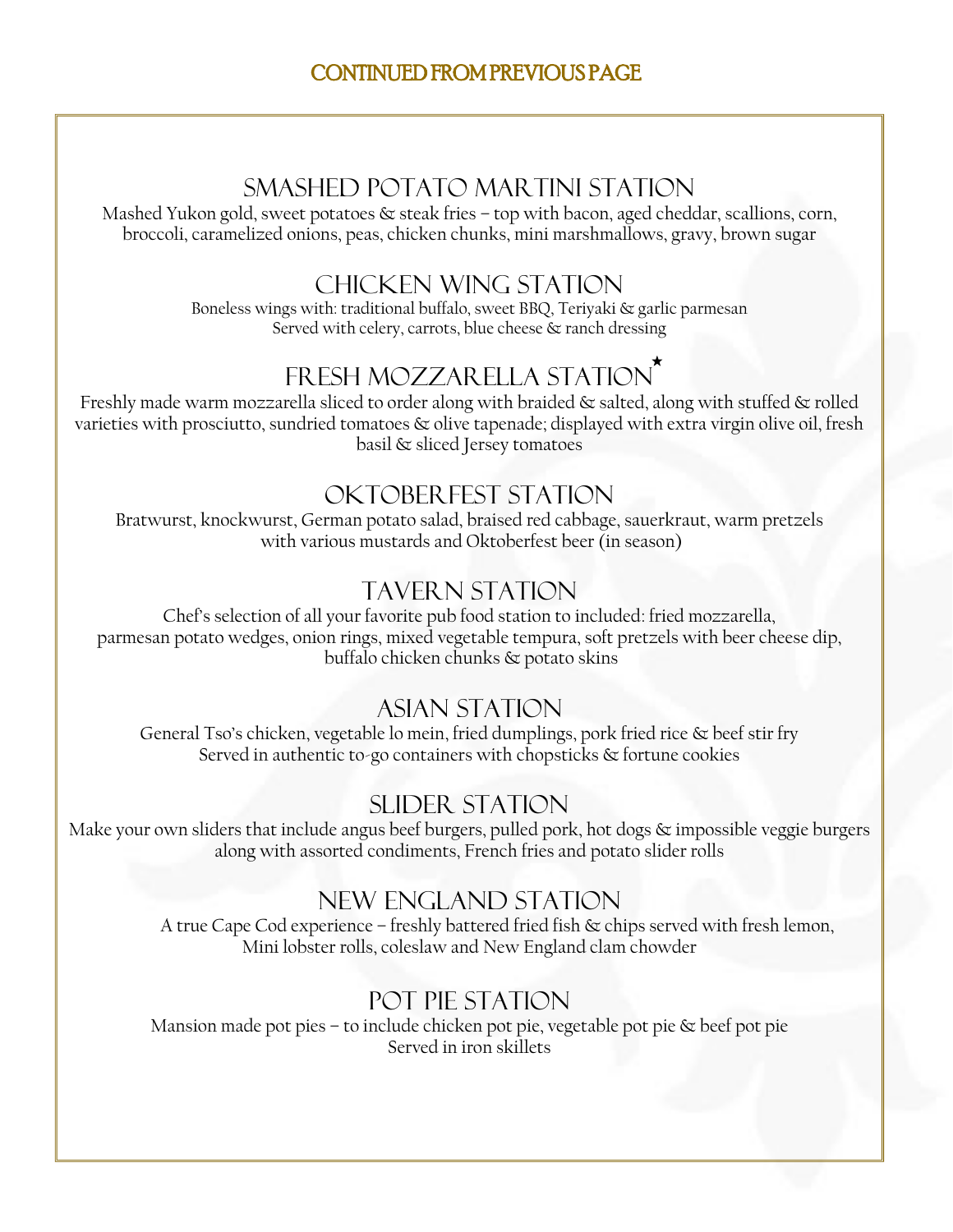CONTINUED FROM PREVIOUS PAGE

## Smashed Potato Martini Station

Mashed Yukon gold, sweet potatoes & steak fries – top with bacon, aged cheddar, scallions, corn, broccoli, caramelized onions, peas, chicken chunks, mini marshmallows, gravy, brown sugar

## Chicken Wing Station

Boneless wings with: traditional buffalo, sweet BBQ, Teriyaki & garlic parmesan
Served with celery, carrots, blue cheese & ranch dressing

## Fresh Mozzarella Station*

Freshly made warm mozzarella sliced to order along with braided & salted, along with stuffed & rolled varieties with prosciutto, sundried tomatoes & olive tapenade; displayed with extra virgin olive oil, fresh basil & sliced Jersey tomatoes

## Oktoberfest Station

Bratwurst, knockwurst, German potato salad, braised red cabbage, sauerkraut, warm pretzels with various mustards and Oktoberfest beer (in season)

## Tavern Station

Chef's selection of all your favorite pub food station to included: fried mozzarella, parmesan potato wedges, onion rings, mixed vegetable tempura, soft pretzels with beer cheese dip, buffalo chicken chunks & potato skins

## Asian Station

General Tso's chicken, vegetable lo mein, fried dumplings, pork fried rice & beef stir fry
Served in authentic to-go containers with chopsticks & fortune cookies

## Slider Station

Make your own sliders that include angus beef burgers, pulled pork, hot dogs & impossible veggie burgers along with assorted condiments, French fries and potato slider rolls

## New England Station

A true Cape Cod experience – freshly battered fried fish & chips served with fresh lemon, Mini lobster rolls, coleslaw and New England clam chowder

## Pot Pie Station

Mansion made pot pies – to include chicken pot pie, vegetable pot pie & beef pot pie
Served in iron skillets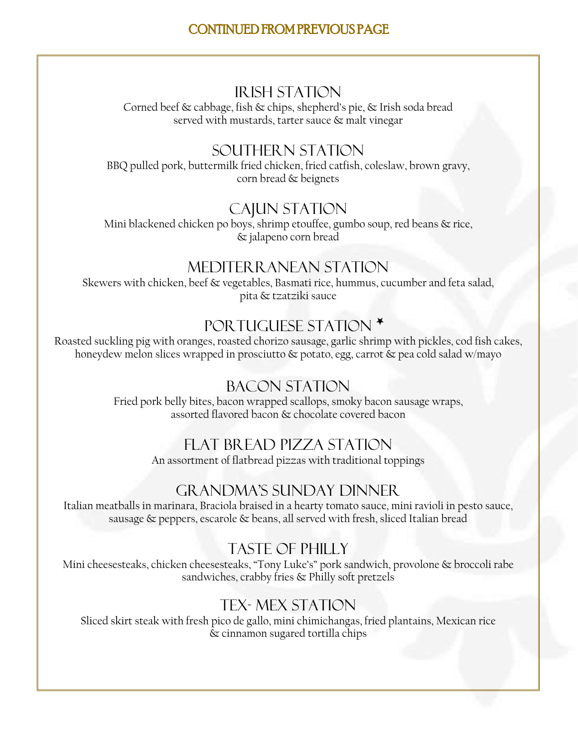CONTINUED FROM PREVIOUS PAGE

## IRISH STATION

Corned beef & cabbage, fish & chips, shepherd's pie, & Irish soda bread served with mustards, tarter sauce & malt vinegar

## SOUTHERN STATION

BBQ pulled pork, buttermilk fried chicken, fried catfish, coleslaw, brown gravy, corn bread & beignets

## CAJUN STATION

Mini blackened chicken po boys, shrimp etouffee, gumbo soup, red beans & rice, & jalapeno corn bread

## MEDITERRANEAN STATION

Skewers with chicken, beef & vegetables, Basmati rice, hummus, cucumber and feta salad, pita & tzatziki sauce

## PORTUGUESE STATION *

Roasted suckling pig with oranges, roasted chorizo sausage, garlic shrimp with pickles, cod fish cakes, honeydew melon slices wrapped in prosciutto & potato, egg, carrot & pea cold salad w/mayo

## BACON STATION

Fried pork belly bites, bacon wrapped scallops, smoky bacon sausage wraps, assorted flavored bacon & chocolate covered bacon

## FLAT BREAD PIZZA STATION

An assortment of flatbread pizzas with traditional toppings

## GRANDMA'S SUNDAY DINNER

Italian meatballs in marinara, Braciola braised in a hearty tomato sauce, mini ravioli in pesto sauce, sausage & peppers, escarole & beans, all served with fresh, sliced Italian bread

## TASTE OF PHILLY

Mini cheesesteaks, chicken cheesesteaks, "Tony Luke's" pork sandwich, provolone & broccoli rabe sandwiches, crabby fries & Philly soft pretzels

## TEX- MEX STATION

Sliced skirt steak with fresh pico de gallo, mini chimichangas, fried plantains, Mexican rice & cinnamon sugared tortilla chips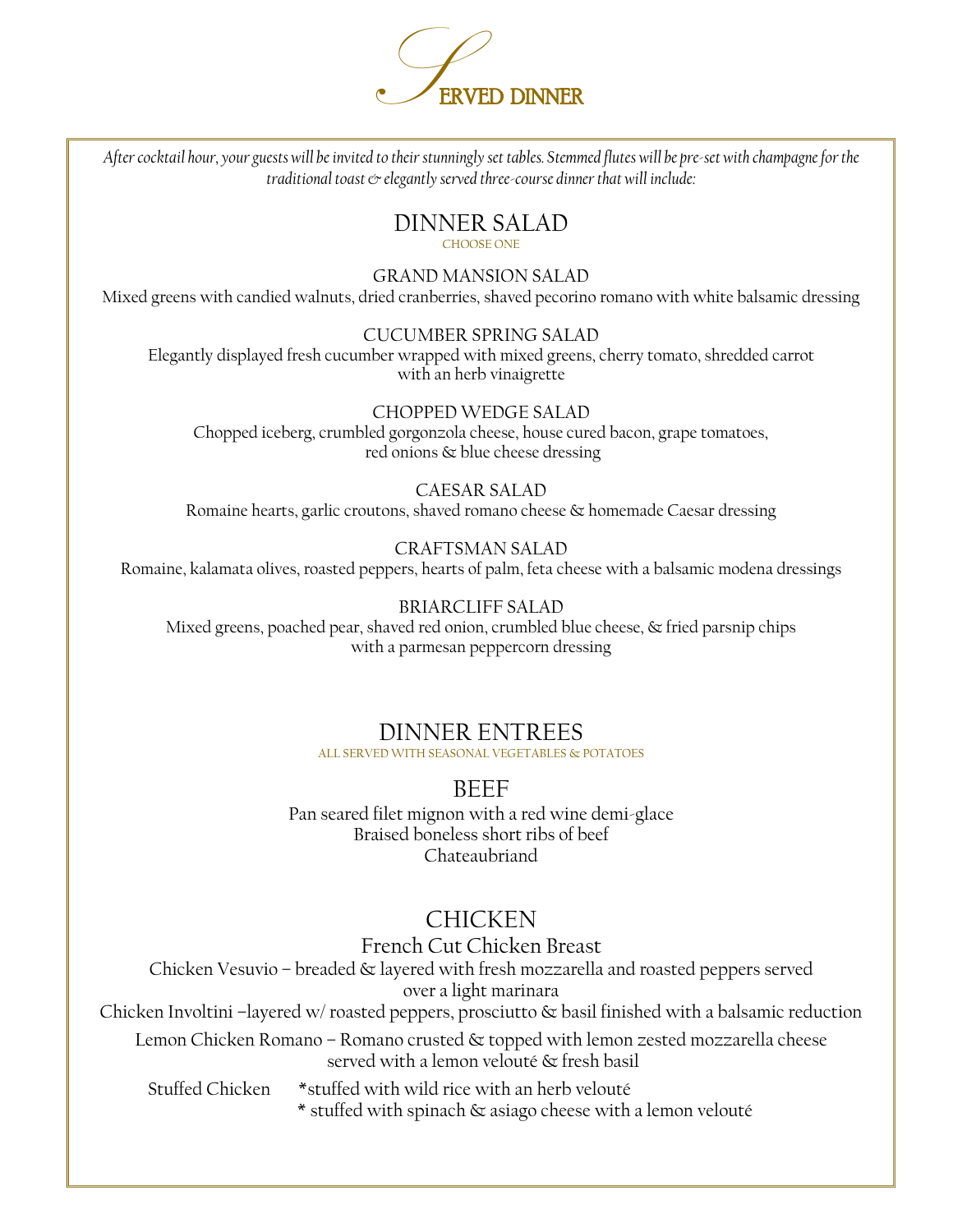# SERVED DINNER

*After cocktail hour, your guests will be invited to their stunningly set tables. Stemmed flutes will be pre-set with champagne for the traditional toast & elegantly served three-course dinner that will include:*

## DINNER SALAD

CHOOSE ONE

### GRAND MANSION SALAD

Mixed greens with candied walnuts, dried cranberries, shaved pecorino romano with white balsamic dressing

### CUCUMBER SPRING SALAD

Elegantly displayed fresh cucumber wrapped with mixed greens, cherry tomato, shredded carrot with an herb vinaigrette

### CHOPPED WEDGE SALAD

Chopped iceberg, crumbled gorgonzola cheese, house cured bacon, grape tomatoes, red onions & blue cheese dressing

### CAESAR SALAD

Romaine hearts, garlic croutons, shaved romano cheese & homemade Caesar dressing

### CRAFTSMAN SALAD

Romaine, kalamata olives, roasted peppers, hearts of palm, feta cheese with a balsamic modena dressings

### BRIARCLIFF SALAD

Mixed greens, poached pear, shaved red onion, crumbled blue cheese, & fried parsnip chips with a parmesan peppercorn dressing

## DINNER ENTREES

ALL SERVED WITH SEASONAL VEGETABLES & POTATOES

### BEEF

Pan seared filet mignon with a red wine demi-glace

Braised boneless short ribs of beef

Chateaubriand

### CHICKEN

#### French Cut Chicken Breast

Chicken Vesuvio – breaded & layered with fresh mozzarella and roasted peppers served over a light marinara

Chicken Involtini –layered w/ roasted peppers, prosciutto & basil finished with a balsamic reduction

Lemon Chicken Romano – Romano crusted & topped with lemon zested mozzarella cheese served with a lemon velouté & fresh basil

Stuffed Chicken
- *stuffed with wild rice with an herb velouté
- * stuffed with spinach & asiago cheese with a lemon velouté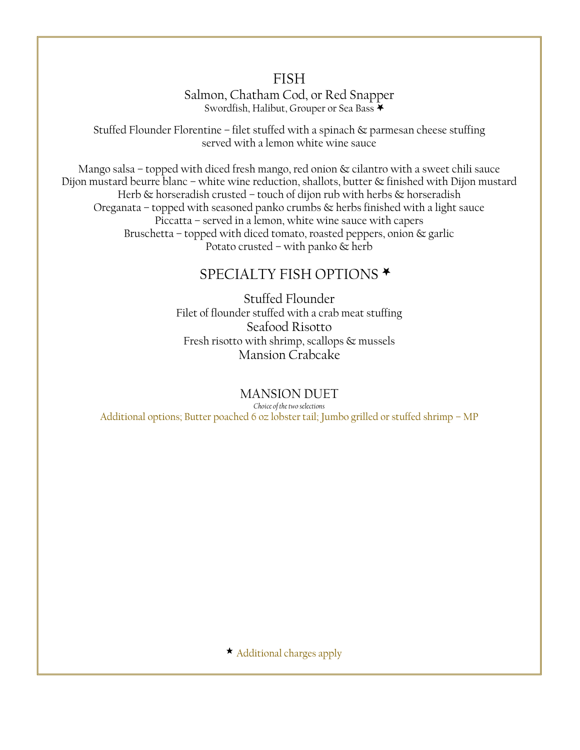# FISH

## Salmon, Chatham Cod, or Red Snapper

Swordfish, Halibut, Grouper or Sea Bass ✶

Stuffed Flounder Florentine – filet stuffed with a spinach & parmesan cheese stuffing served with a lemon white wine sauce

Mango salsa – topped with diced fresh mango, red onion & cilantro with a sweet chili sauce
Dijon mustard beurre blanc – white wine reduction, shallots, butter & finished with Dijon mustard
Herb & horseradish crusted – touch of dijon rub with herbs & horseradish
Oreganata – topped with seasoned panko crumbs & herbs finished with a light sauce
Piccatta – served in a lemon, white wine sauce with capers
Bruschetta – topped with diced tomato, roasted peppers, onion & garlic
Potato crusted – with panko & herb

# SPECIALTY FISH OPTIONS ✶

## Stuffed Flounder

Filet of flounder stuffed with a crab meat stuffing

## Seafood Risotto

Fresh risotto with shrimp, scallops & mussels

## Mansion Crabcake

# MANSION DUET

*Choice of the two selections*

Additional options; Butter poached 6 oz lobster tail; Jumbo grilled or stuffed shrimp – MP

✶ Additional charges apply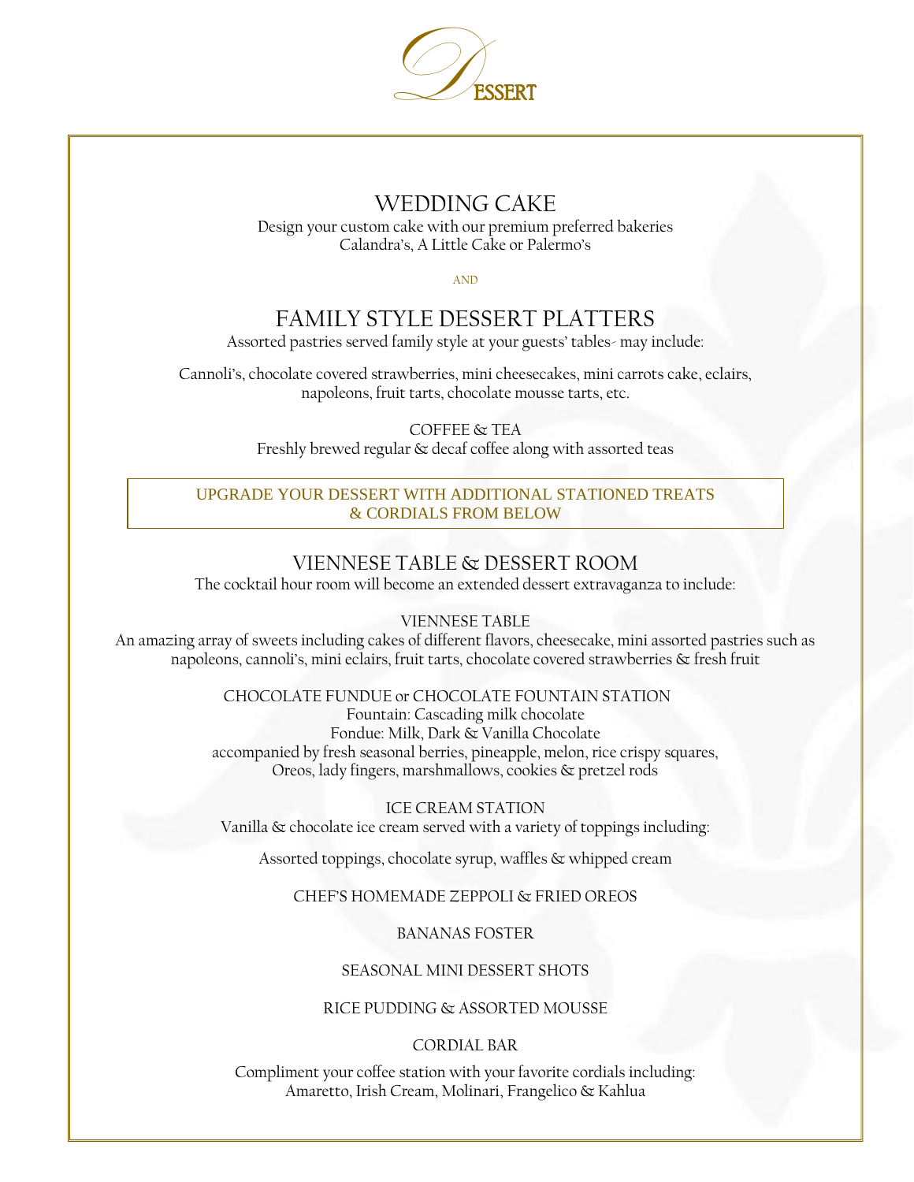# DESSERT

## WEDDING CAKE

Design your custom cake with our premium preferred bakeries
Calandra's, A Little Cake or Palermo's

AND

## FAMILY STYLE DESSERT PLATTERS

Assorted pastries served family style at your guests' tables- may include:

Cannoli's, chocolate covered strawberries, mini cheesecakes, mini carrots cake, eclairs, napoleons, fruit tarts, chocolate mousse tarts, etc.

### COFFEE & TEA

Freshly brewed regular & decaf coffee along with assorted teas

**UPGRADE YOUR DESSERT WITH ADDITIONAL STATIONED TREATS & CORDIALS FROM BELOW**

## VIENNESE TABLE & DESSERT ROOM

The cocktail hour room will become an extended dessert extravaganza to include:

### VIENNESE TABLE

An amazing array of sweets including cakes of different flavors, cheesecake, mini assorted pastries such as napoleons, cannoli's, mini eclairs, fruit tarts, chocolate covered strawberries & fresh fruit

### CHOCOLATE FUNDUE or CHOCOLATE FOUNTAIN STATION

Fountain: Cascading milk chocolate
Fondue: Milk, Dark & Vanilla Chocolate
accompanied by fresh seasonal berries, pineapple, melon, rice crispy squares, Oreos, lady fingers, marshmallows, cookies & pretzel rods

### ICE CREAM STATION

Vanilla & chocolate ice cream served with a variety of toppings including:

Assorted toppings, chocolate syrup, waffles & whipped cream

### CHEF'S HOMEMADE ZEPPOLI & FRIED OREOS

### BANANAS FOSTER

### SEASONAL MINI DESSERT SHOTS

### RICE PUDDING & ASSORTED MOUSSE

### CORDIAL BAR

Compliment your coffee station with your favorite cordials including:
Amaretto, Irish Cream, Molinari, Frangelico & Kahlua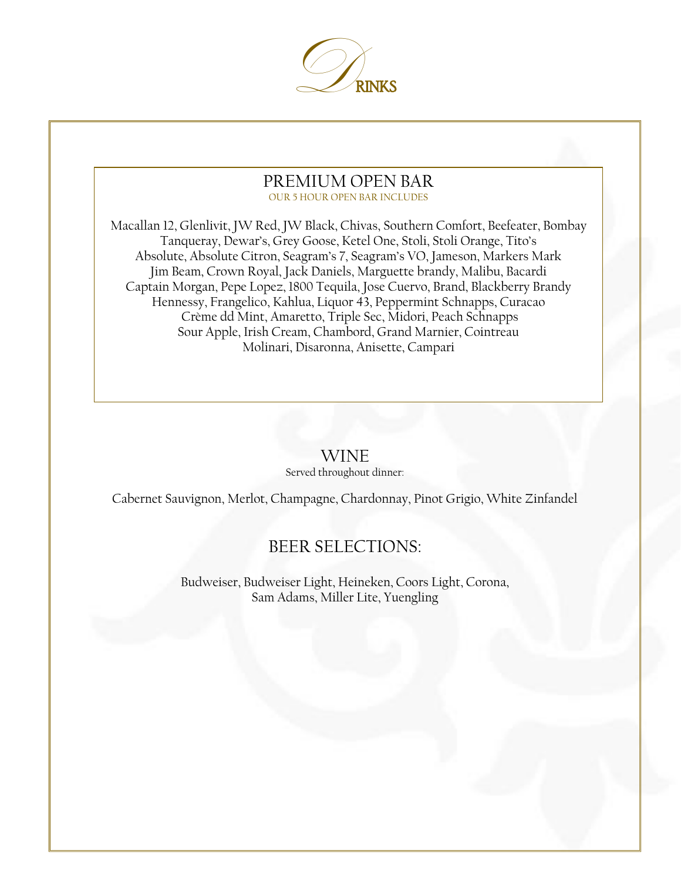# DRINKS

## PREMIUM OPEN BAR

OUR 5 HOUR OPEN BAR INCLUDES

Macallan 12, Glenlivit, JW Red, JW Black, Chivas, Southern Comfort, Beefeater, Bombay
Tanqueray, Dewar's, Grey Goose, Ketel One, Stoli, Stoli Orange, Tito's
Absolute, Absolute Citron, Seagram's 7, Seagram's VO, Jameson, Markers Mark
Jim Beam, Crown Royal, Jack Daniels, Marguette brandy, Malibu, Bacardi
Captain Morgan, Pepe Lopez, 1800 Tequila, Jose Cuervo, Brand, Blackberry Brandy
Hennessy, Frangelico, Kahlua, Liquor 43, Peppermint Schnapps, Curacao
Crème dd Mint, Amaretto, Triple Sec, Midori, Peach Schnapps
Sour Apple, Irish Cream, Chambord, Grand Marnier, Cointreau
Molinari, Disaronna, Anisette, Campari

## WINE

Served throughout dinner:

Cabernet Sauvignon, Merlot, Champagne, Chardonnay, Pinot Grigio, White Zinfandel

## BEER SELECTIONS:

Budweiser, Budweiser Light, Heineken, Coors Light, Corona,
Sam Adams, Miller Lite, Yuengling